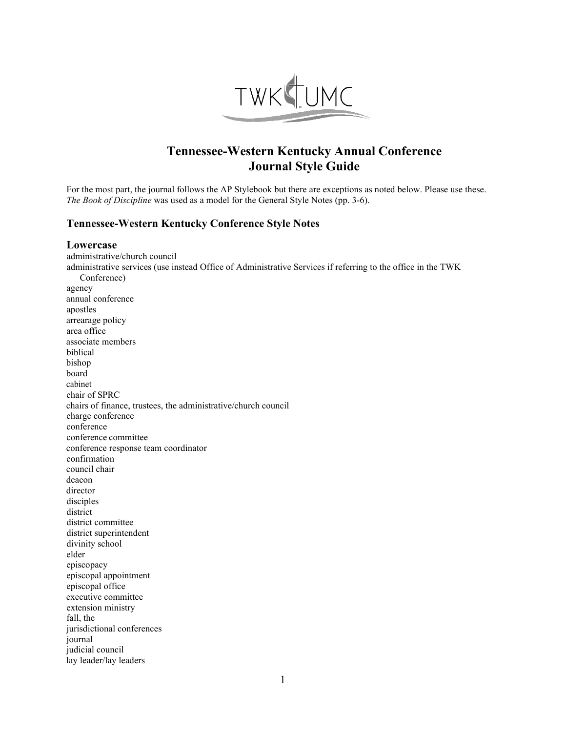# Tennessee-Western Kentucky Annual Conference
# Journal Style Guide

For the most part, the journal follows the AP Stylebook but there are exceptions as noted below. Please use these. *The Book of Discipline* was used as a model for the General Style Notes (pp. 3-6).

## Tennessee-Western Kentucky Conference Style Notes

### Lowercase

administrative/church council
administrative services (use instead Office of Administrative Services if referring to the office in the TWK Conference)
agency
annual conference
apostles
arrearage policy
area office
associate members
biblical
bishop
board
cabinet
chair of SPRC
chairs of finance, trustees, the administrative/church council
charge conference
conference
conference committee
conference response team coordinator
confirmation
council chair
deacon
director
disciples
district
district committee
district superintendent
divinity school
elder
episcopacy
episcopal appointment
episcopal office
executive committee
extension ministry
fall, the
jurisdictional conferences
journal
judicial council
lay leader/lay leaders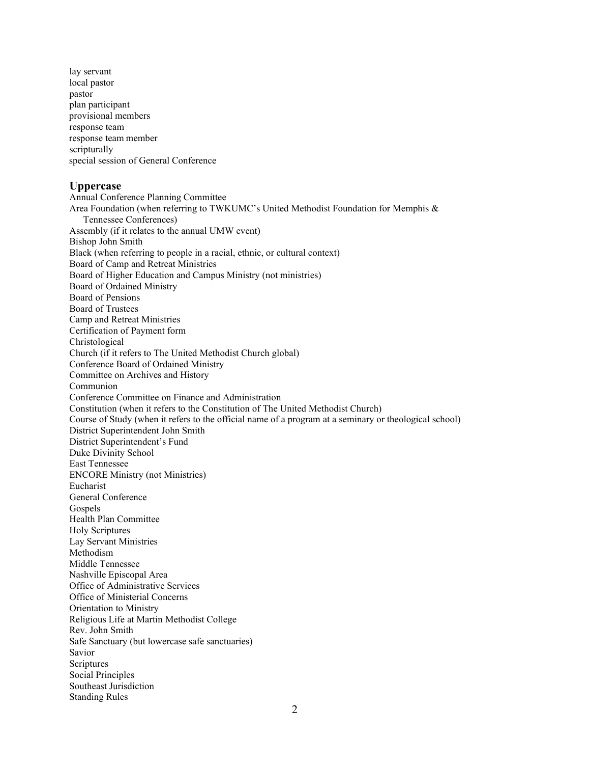lay servant
local pastor
pastor
plan participant
provisional members
response team
response team member
scripturally
special session of General Conference

## Uppercase

Annual Conference Planning Committee
Area Foundation (when referring to TWKUMC's United Methodist Foundation for Memphis & Tennessee Conferences)
Assembly (if it relates to the annual UMW event)
Bishop John Smith
Black (when referring to people in a racial, ethnic, or cultural context)
Board of Camp and Retreat Ministries
Board of Higher Education and Campus Ministry (not ministries)
Board of Ordained Ministry
Board of Pensions
Board of Trustees
Camp and Retreat Ministries
Certification of Payment form
Christological
Church (if it refers to The United Methodist Church global)
Conference Board of Ordained Ministry
Committee on Archives and History
Communion
Conference Committee on Finance and Administration
Constitution (when it refers to the Constitution of The United Methodist Church)
Course of Study (when it refers to the official name of a program at a seminary or theological school)
District Superintendent John Smith
District Superintendent's Fund
Duke Divinity School
East Tennessee
ENCORE Ministry (not Ministries)
Eucharist
General Conference
Gospels
Health Plan Committee
Holy Scriptures
Lay Servant Ministries
Methodism
Middle Tennessee
Nashville Episcopal Area
Office of Administrative Services
Office of Ministerial Concerns
Orientation to Ministry
Religious Life at Martin Methodist College
Rev. John Smith
Safe Sanctuary (but lowercase safe sanctuaries)
Savior
Scriptures
Social Principles
Southeast Jurisdiction
Standing Rules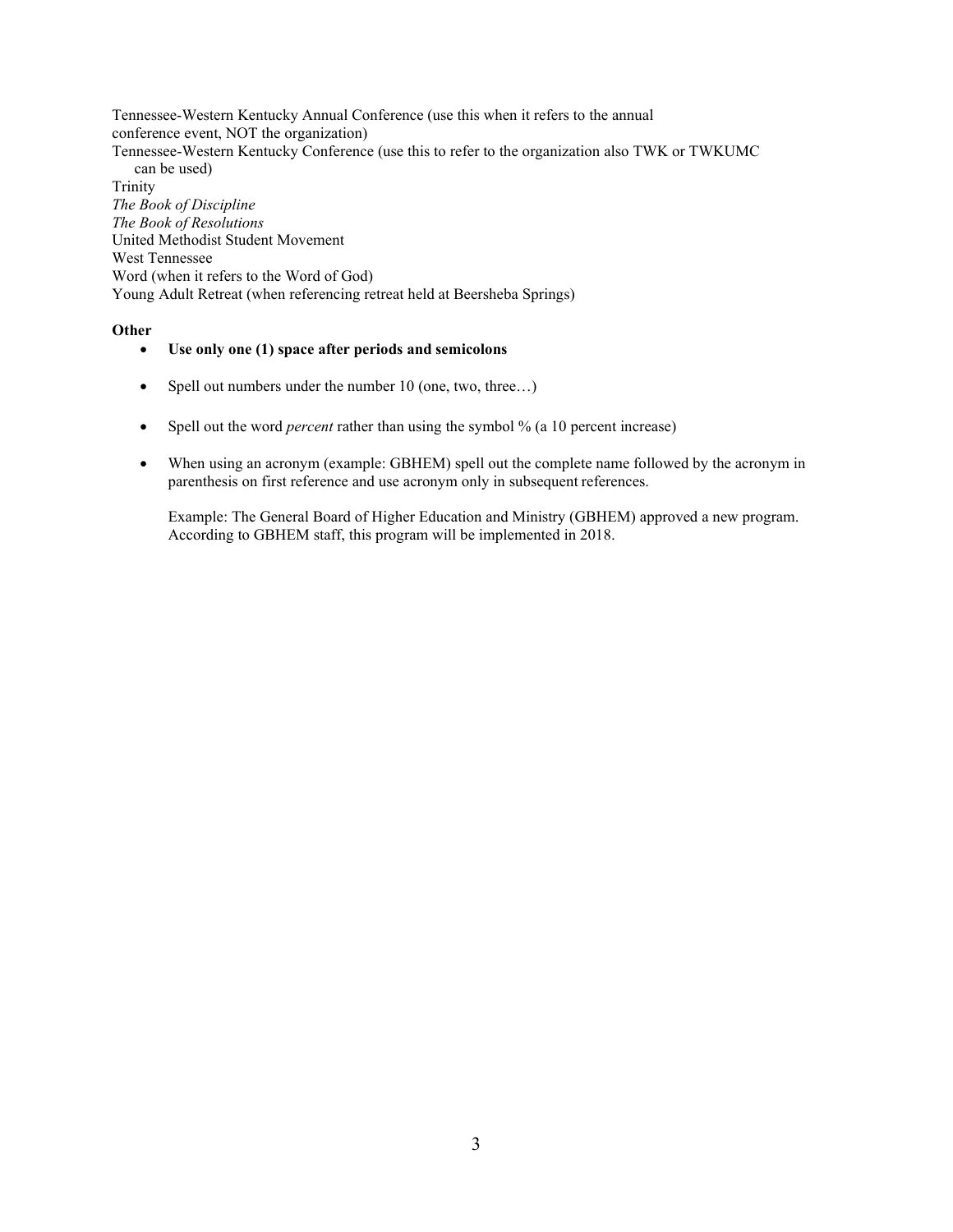Tennessee-Western Kentucky Annual Conference (use this when it refers to the annual conference event, NOT the organization)
Tennessee-Western Kentucky Conference (use this to refer to the organization also TWK or TWKUMC can be used)
Trinity
*The Book of Discipline*
*The Book of Resolutions*
United Methodist Student Movement
West Tennessee
Word (when it refers to the Word of God)
Young Adult Retreat (when referencing retreat held at Beersheba Springs)

**Other**

- **Use only one (1) space after periods and semicolons**
- Spell out numbers under the number 10 (one, two, three…)
- Spell out the word *percent* rather than using the symbol % (a 10 percent increase)
- When using an acronym (example: GBHEM) spell out the complete name followed by the acronym in parenthesis on first reference and use acronym only in subsequent references.

  Example: The General Board of Higher Education and Ministry (GBHEM) approved a new program. According to GBHEM staff, this program will be implemented in 2018.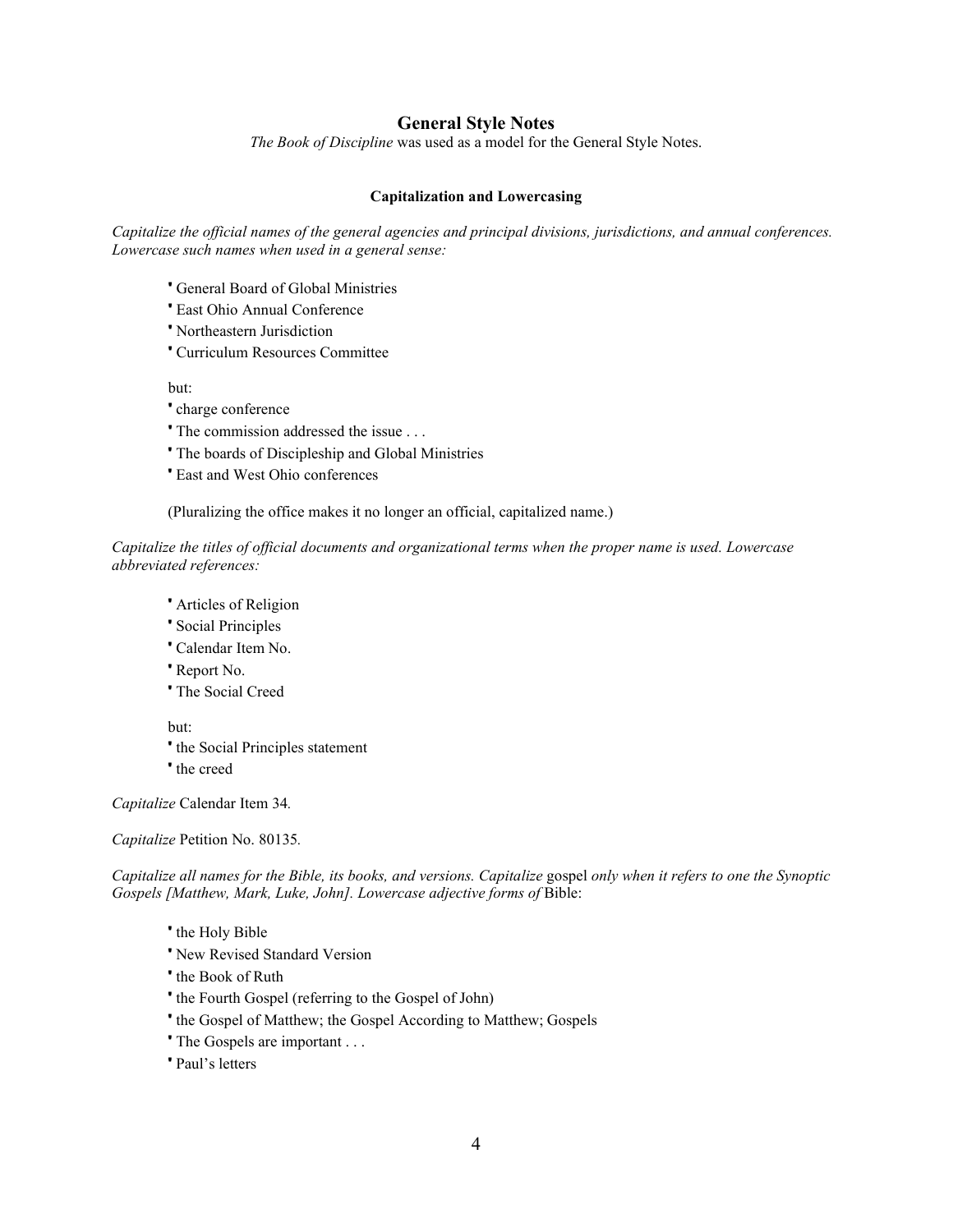## General Style Notes

*The Book of Discipline* was used as a model for the General Style Notes.

### Capitalization and Lowercasing

*Capitalize the official names of the general agencies and principal divisions, jurisdictions, and annual conferences. Lowercase such names when used in a general sense:*

- General Board of Global Ministries
- East Ohio Annual Conference
- Northeastern Jurisdiction
- Curriculum Resources Committee

but:

- charge conference
- The commission addressed the issue . . .
- The boards of Discipleship and Global Ministries
- East and West Ohio conferences

(Pluralizing the office makes it no longer an official, capitalized name.)

*Capitalize the titles of official documents and organizational terms when the proper name is used. Lowercase abbreviated references:*

- Articles of Religion
- Social Principles
- Calendar Item No.
- Report No.
- The Social Creed

but:

- the Social Principles statement
- the creed

*Capitalize* Calendar Item 34*.*

*Capitalize* Petition No. 80135*.*

*Capitalize all names for the Bible, its books, and versions. Capitalize* gospel *only when it refers to one the Synoptic Gospels [Matthew, Mark, Luke, John]. Lowercase adjective forms of* Bible:

- the Holy Bible
- New Revised Standard Version
- the Book of Ruth
- the Fourth Gospel (referring to the Gospel of John)
- the Gospel of Matthew; the Gospel According to Matthew; Gospels
- The Gospels are important . . .
- Paul's letters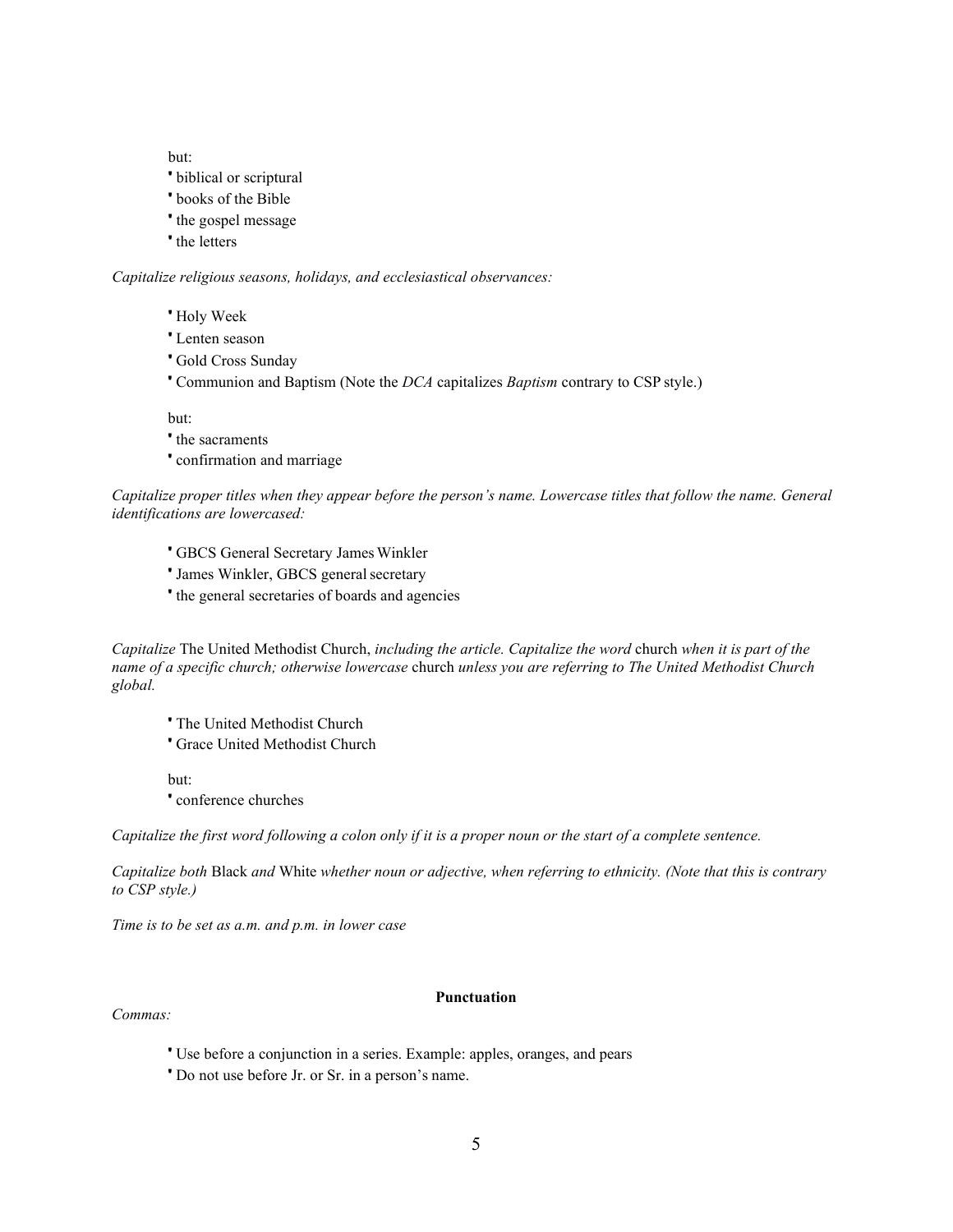but:

- biblical or scriptural
- books of the Bible
- the gospel message
- the letters

*Capitalize religious seasons, holidays, and ecclesiastical observances:*

- Holy Week
- Lenten season
- Gold Cross Sunday
- Communion and Baptism (Note the *DCA* capitalizes *Baptism* contrary to CSP style.)

but:

- the sacraments
- confirmation and marriage

*Capitalize proper titles when they appear before the person's name. Lowercase titles that follow the name. General identifications are lowercased:*

- GBCS General Secretary James Winkler
- James Winkler, GBCS general secretary
- the general secretaries of boards and agencies

*Capitalize* The United Methodist Church, *including the article. Capitalize the word* church *when it is part of the name of a specific church; otherwise lowercase* church *unless you are referring to The United Methodist Church global.*

- The United Methodist Church
- Grace United Methodist Church

but:

- conference churches

*Capitalize the first word following a colon only if it is a proper noun or the start of a complete sentence.*

*Capitalize both* Black *and* White *whether noun or adjective, when referring to ethnicity. (Note that this is contrary to CSP style.)*

*Time is to be set as a.m. and p.m. in lower case*

## Punctuation

*Commas:*

- Use before a conjunction in a series. Example: apples, oranges, and pears
- Do not use before Jr. or Sr. in a person's name.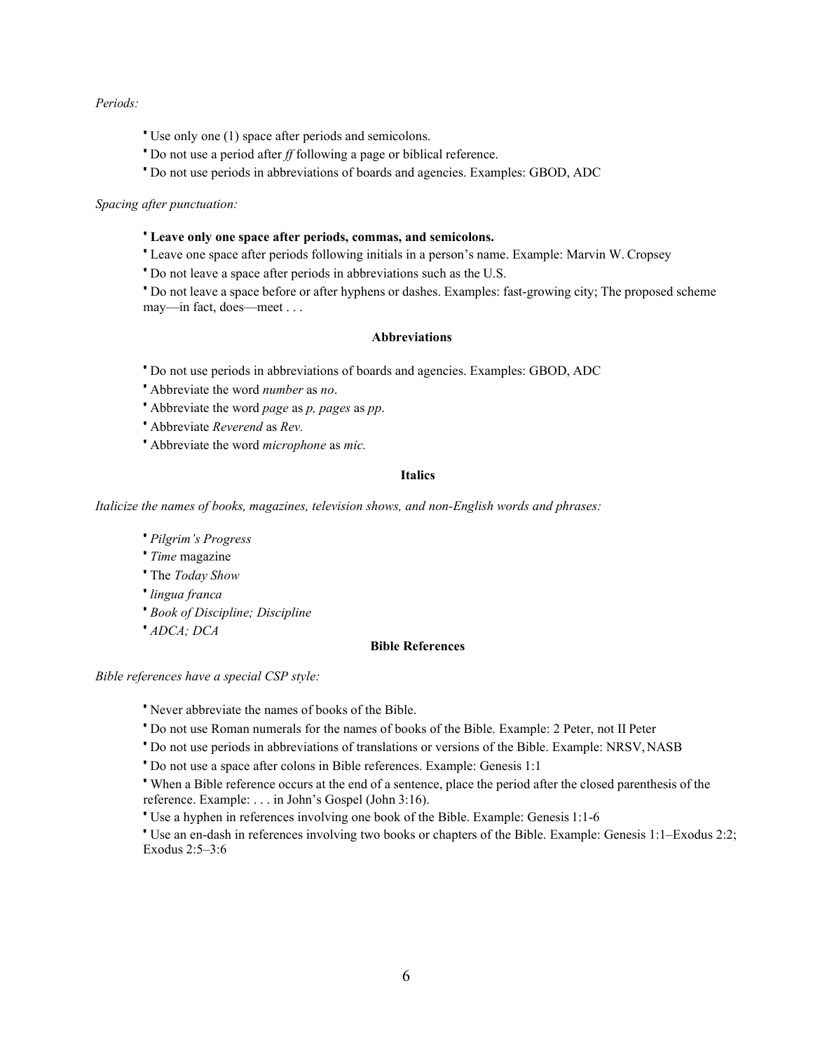*Periods:*

- Use only one (1) space after periods and semicolons.
- Do not use a period after *ff* following a page or biblical reference.
- Do not use periods in abbreviations of boards and agencies. Examples: GBOD, ADC

*Spacing after punctuation:*

- **Leave only one space after periods, commas, and semicolons.**
- Leave one space after periods following initials in a person's name. Example: Marvin W. Cropsey
- Do not leave a space after periods in abbreviations such as the U.S.
- Do not leave a space before or after hyphens or dashes. Examples: fast-growing city; The proposed scheme may—in fact, does—meet . . .

### Abbreviations

- Do not use periods in abbreviations of boards and agencies. Examples: GBOD, ADC
- Abbreviate the word *number* as *no*.
- Abbreviate the word *page* as *p, pages* as *pp*.
- Abbreviate *Reverend* as *Rev.*
- Abbreviate the word *microphone* as *mic.*

### Italics

*Italicize the names of books, magazines, television shows, and non-English words and phrases:*

- *Pilgrim's Progress*
- *Time* magazine
- The *Today Show*
- *lingua franca*
- *Book of Discipline; Discipline*
- *ADCA; DCA*

### Bible References

*Bible references have a special CSP style:*

- Never abbreviate the names of books of the Bible.
- Do not use Roman numerals for the names of books of the Bible. Example: 2 Peter, not II Peter
- Do not use periods in abbreviations of translations or versions of the Bible. Example: NRSV, NASB
- Do not use a space after colons in Bible references. Example: Genesis 1:1
- When a Bible reference occurs at the end of a sentence, place the period after the closed parenthesis of the reference. Example: . . . in John's Gospel (John 3:16).
- Use a hyphen in references involving one book of the Bible. Example: Genesis 1:1-6
- Use an en-dash in references involving two books or chapters of the Bible. Example: Genesis 1:1–Exodus 2:2; Exodus 2:5–3:6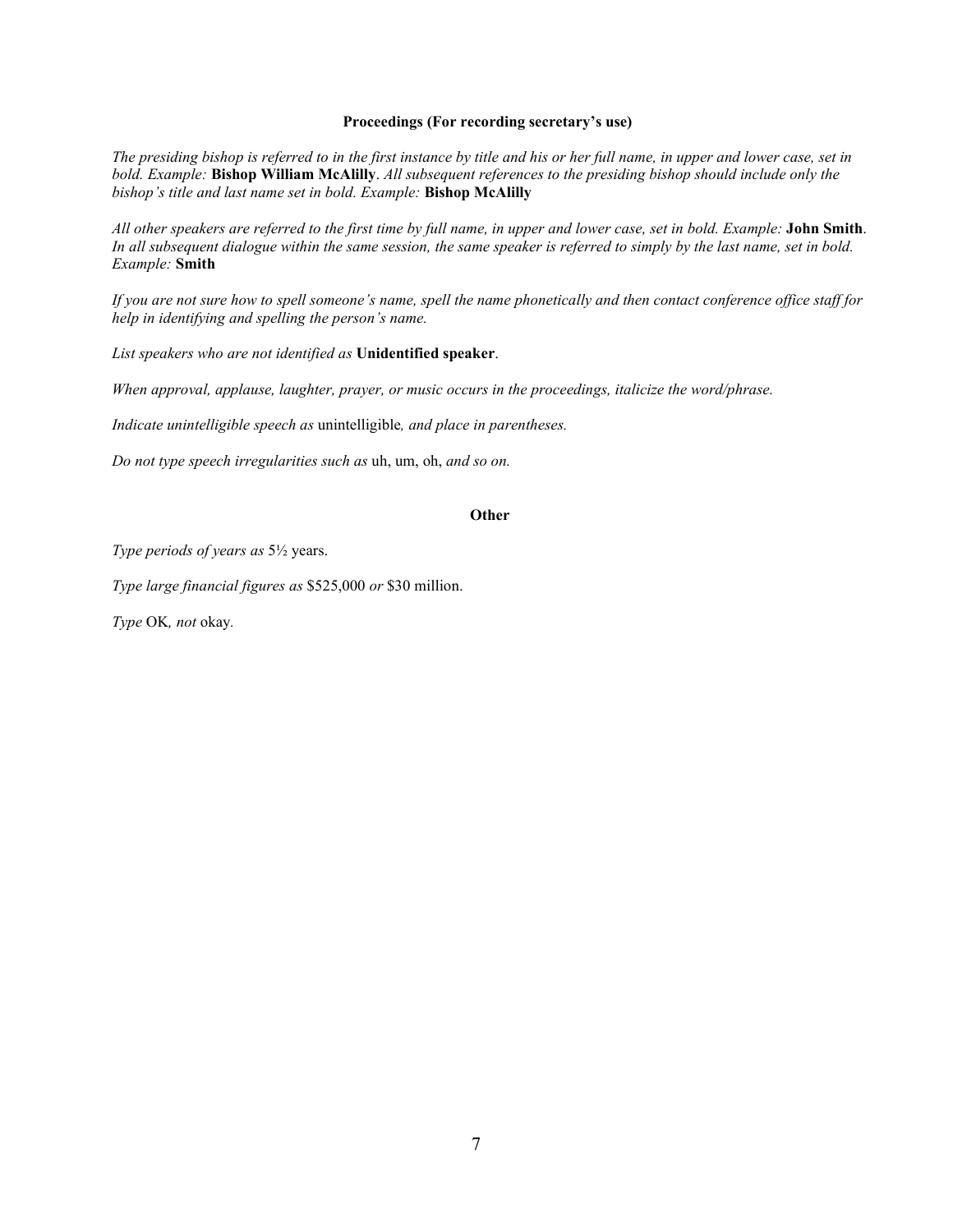**Proceedings (For recording secretary's use)**

*The presiding bishop is referred to in the first instance by title and his or her full name, in upper and lower case, set in bold. Example:* **Bishop William McAlilly**. *All subsequent references to the presiding bishop should include only the bishop's title and last name set in bold. Example:* **Bishop McAlilly**

*All other speakers are referred to the first time by full name, in upper and lower case, set in bold. Example:* **John Smith**. *In all subsequent dialogue within the same session, the same speaker is referred to simply by the last name, set in bold. Example:* **Smith**

*If you are not sure how to spell someone's name, spell the name phonetically and then contact conference office staff for help in identifying and spelling the person's name.*

*List speakers who are not identified as* **Unidentified speaker**.

*When approval, applause, laughter, prayer, or music occurs in the proceedings, italicize the word/phrase.*

*Indicate unintelligible speech as* unintelligible*, and place in parentheses.*

*Do not type speech irregularities such as* uh, um, oh, *and so on.*

**Other**

*Type periods of years as* 5½ years.

*Type large financial figures as* $525,000 *or* $30 million.

*Type* OK*, not* okay.